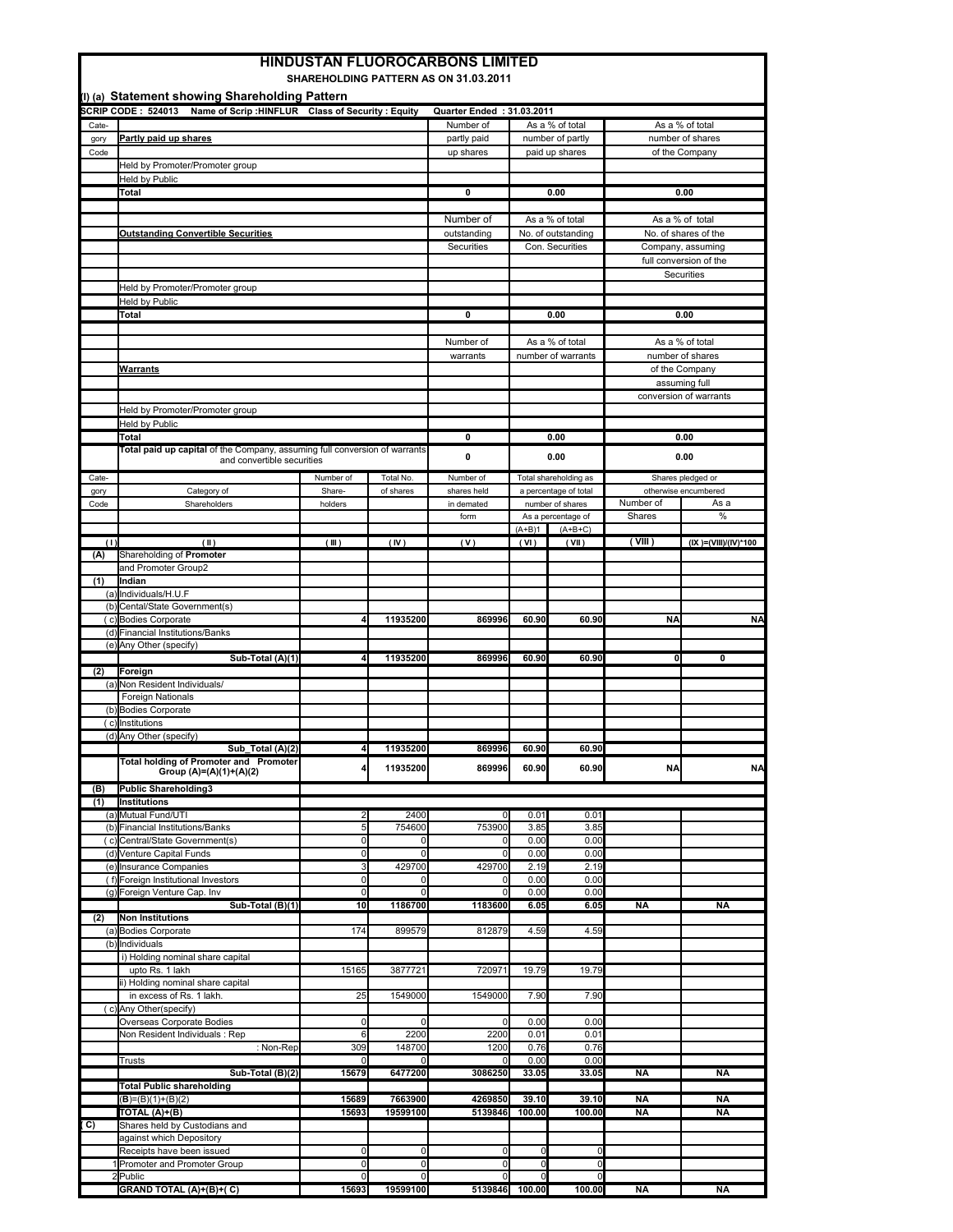# HINDUSTAN FLUOROCARBONS LIMITED

**SHAREHOLDING PATTERN AS ON 31.03.2011**

## (I) (a) Statement showing Shareholding Pattern

**SCRIP CODE : 524013 Name of Scrip :HINFLUR Class of Security : Equity Quarter Ended : 31.03.2011**

| Category Code | Partly paid up shares | Number of partly paid up shares | As a % of total number of partly paid up shares | As a % of total number of shares of the Company |
|---|---|---|---|---|
| | Held by Promoter/Promoter group | | | |
| | Held by Public | | | |
| | **Total** | **0** | **0.00** | **0.00** |

| | Outstanding Convertible Securities | Number of outstanding Securities | As a % of total No. of outstanding Con. Securities | As a % of total No. of shares of the Company, assuming full conversion of the Securities |
|---|---|---|---|---|
| | Held by Promoter/Promoter group | | | |
| | Held by Public | | | |
| | **Total** | **0** | **0.00** | **0.00** |

| | Warrants | Number of warrants | As a % of total number of warrants | As a % of total number of shares of the Company assuming full conversion of warrants |
|---|---|---|---|---|
| | Held by Promoter/Promoter group | | | |
| | Held by Public | | | |
| | **Total** | **0** | **0.00** | **0.00** |
| | **Total paid up capital** of the Company, assuming full conversion of warrants and convertible securities | **0** | **0.00** | **0.00** |

| Category Code | Category of Shareholders | Number of Shareholders | Total No. of shares | Number of shares held in demated form | Total shareholding as a percentage of total number of shares | | Shares pledged or otherwise encumbered | |
|---|---|---|---|---|---|---|---|---|
| | | | | | As a percentage of (A+B)1 | As a percentage of (A+B+C) | Number of Shares | As a % |
| (I) | (II) | (III) | (IV) | (V) | (VI) | (VII) | (VIII) | (IX)=(VIII)/(IV)*100 |
| **(A)** | Shareholding of **Promoter** and Promoter Group2 | | | | | | | |
| **(1)** | **Indian** | | | | | | | |
| (a) | Individuals/H.U.F | | | | | | | |
| (b) | Cental/State Government(s) | | | | | | | |
| (c) | Bodies Corporate | **4** | **11935200** | **869996** | **60.90** | **60.90** | **NA** | **NA** |
| (d) | Financial Institutions/Banks | | | | | | | |
| (e) | Any Other (specify) | | | | | | | |
| | **Sub-Total (A)(1)** | **4** | **11935200** | **869996** | **60.90** | **60.90** | **0** | **0** |
| **(2)** | **Foreign** | | | | | | | |
| (a) | Non Resident Individuals/ Foreign Nationals | | | | | | | |
| (b) | Bodies Corporate | | | | | | | |
| (c) | Institutions | | | | | | | |
| (d) | Any Other (specify) | | | | | | | |
| | **Sub_Total (A)(2)** | **4** | **11935200** | **869996** | **60.90** | **60.90** | | |
| | **Total holding of Promoter and Promoter Group (A)=(A)(1)+(A)(2)** | **4** | **11935200** | **869996** | **60.90** | **60.90** | **NA** | **NA** |
| **(B)** | **Public Shareholding3** | | | | | | | |
| **(1)** | **Institutions** | | | | | | | |
| (a) | Mutual Fund/UTI | 2 | 2400 | 0 | 0.01 | 0.01 | | |
| (b) | Financial Institutions/Banks | 5 | 754600 | 753900 | 3.85 | 3.85 | | |
| (c) | Central/State Government(s) | 0 | 0 | 0 | 0.00 | 0.00 | | |
| (d) | Venture Capital Funds | 0 | 0 | 0 | 0.00 | 0.00 | | |
| (e) | Insurance Companies | 3 | 429700 | 429700 | 2.19 | 2.19 | | |
| (f) | Foreign Institutional Investors | 0 | 0 | 0 | 0.00 | 0.00 | | |
| (g) | Foreign Venture Cap. Inv | 0 | 0 | 0 | 0.00 | 0.00 | | |
| | **Sub-Total (B)(1)** | **10** | **1186700** | **1183600** | **6.05** | **6.05** | **NA** | **NA** |
| **(2)** | **Non Institutions** | | | | | | | |
| (a) | Bodies Corporate | 174 | 899579 | 812879 | 4.59 | 4.59 | | |
| (b) | Individuals | | | | | | | |
| | i) Holding nominal share capital upto Rs. 1 lakh | 15165 | 3877721 | 720971 | 19.79 | 19.79 | | |
| | ii) Holding nominal share capital in excess of Rs. 1 lakh. | 25 | 1549000 | 1549000 | 7.90 | 7.90 | | |
| (c) | Any Other(specify) | | | | | | | |
| | Overseas Corporate Bodies | 0 | 0 | 0 | 0.00 | 0.00 | | |
| | Non Resident Individuals : Rep | 6 | 2200 | 2200 | 0.01 | 0.01 | | |
| | : Non-Rep | 309 | 148700 | 1200 | 0.76 | 0.76 | | |
| | Trusts | 0 | 0 | 0 | 0.00 | 0.00 | | |
| | **Sub-Total (B)(2)** | **15679** | **6477200** | **3086250** | **33.05** | **33.05** | **NA** | **NA** |
| | **Total Public shareholding (B)=(B)(1)+(B)(2)** | **15689** | **7663900** | **4269850** | **39.10** | **39.10** | **NA** | **NA** |
| | **TOTAL (A)+(B)** | **15693** | **19599100** | **5139846** | **100.00** | **100.00** | **NA** | **NA** |
| **(C)** | Shares held by Custodians and against which Depository Receipts have been issued | 0 | 0 | 0 | 0 | 0 | | |
| 1 | Promoter and Promoter Group | 0 | 0 | 0 | 0 | 0 | | |
| 2 | Public | 0 | 0 | 0 | 0 | 0 | | |
| | **GRAND TOTAL (A)+(B)+(C)** | **15693** | **19599100** | **5139846** | **100.00** | **100.00** | **NA** | **NA** |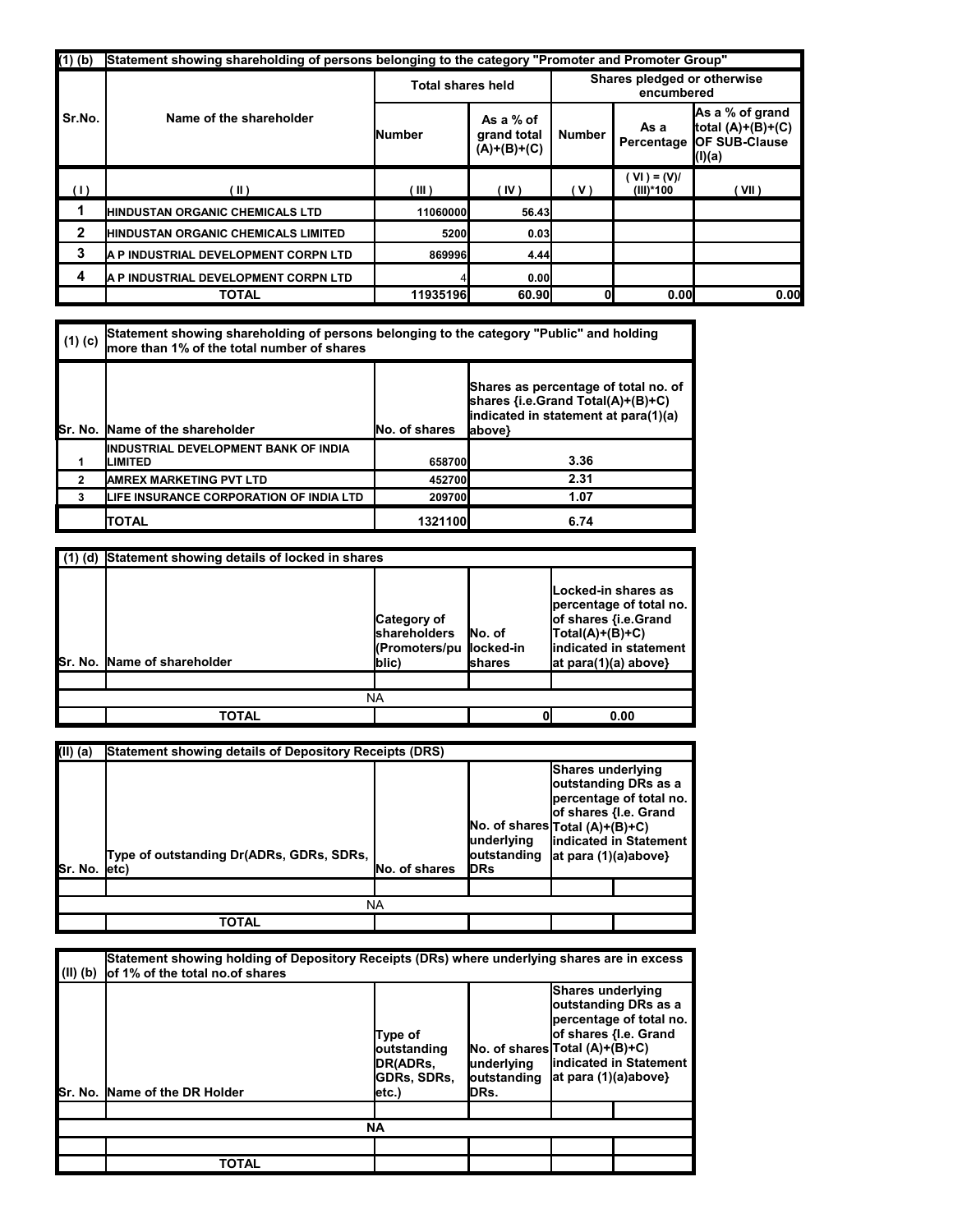| (1) (b) | Statement showing shareholding of persons belonging to the category "Promoter and Promoter Group" | | | | | |
|---|---|---|---|---|---|---|
| Sr.No. | Name of the shareholder | Total shares held | | Shares pledged or otherwise encumbered | | |
| | | Number | As a % of grand total (A)+(B)+(C) | Number | As a Percentage | As a % of grand total (A)+(B)+(C) OF SUB-Clause (I)(a) |
| ( I ) | ( II ) | ( III ) | ( IV ) | ( V ) | ( VI ) = (V)/(III)*100 | ( VII ) |
| 1 | HINDUSTAN ORGANIC CHEMICALS LTD | 11060000 | 56.43 | | | |
| 2 | HINDUSTAN ORGANIC CHEMICALS LIMITED | 5200 | 0.03 | | | |
| 3 | A P INDUSTRIAL DEVELOPMENT CORPN LTD | 869996 | 4.44 | | | |
| 4 | A P INDUSTRIAL DEVELOPMENT CORPN LTD | 4 | 0.00 | | | |
| | TOTAL | 11935196 | 60.90 | 0 | 0.00 | 0.00 |

| (1) (c) | Statement showing shareholding of persons belonging to the category "Public" and holding more than 1% of the total number of shares | | |
|---|---|---|---|
| Sr. No. | Name of the shareholder | No. of shares | Shares as percentage of total no. of shares {i.e.Grand Total(A)+(B)+C) indicated in statement at para(1)(a) above} |
| 1 | INDUSTRIAL DEVELOPMENT BANK OF INDIA LIMITED | 658700 | 3.36 |
| 2 | AMREX MARKETING PVT LTD | 452700 | 2.31 |
| 3 | LIFE INSURANCE CORPORATION OF INDIA LTD | 209700 | 1.07 |
| | TOTAL | 1321100 | 6.74 |

| (1) (d) | Statement showing details of locked in shares | | | |
|---|---|---|---|---|
| Sr. No. | Name of shareholder | Category of shareholders (Promoters/public) | No. of locked-in shares | Locked-in shares as percentage of total no. of shares {i.e.Grand Total(A)+(B)+C) indicated in statement at para(1)(a) above} |
| | | | | |
| | NA | | | |
| | TOTAL | | 0 | 0.00 |

| (II) (a) | Statement showing details of Depository Receipts (DRS) | | | | |
|---|---|---|---|---|---|
| Sr. No. | Type of outstanding Dr(ADRs, GDRs, SDRs, etc) | No. of shares | No. of shares underlying outstanding DRs | Shares underlying outstanding DRs as a percentage of total no. of shares {I.e. Grand Total (A)+(B)+C) indicated in Statement at para (1)(a)above} | |
| | | | | | |
| | NA | | | | |
| | TOTAL | | | | |

| (II) (b) | Statement showing holding of Depository Receipts (DRs) where underlying shares are in excess of 1% of the total no.of shares | | | | |
|---|---|---|---|---|---|
| Sr. No. | Name of the DR Holder | Type of outstanding DR(ADRs, GDRs, SDRs, etc.) | No. of shares underlying outstanding DRs. | Shares underlying outstanding DRs as a percentage of total no. of shares {I.e. Grand Total (A)+(B)+C) indicated in Statement at para (1)(a)above} | |
| | | | | | |
| | NA | | | | |
| | | | | | |
| | TOTAL | | | | |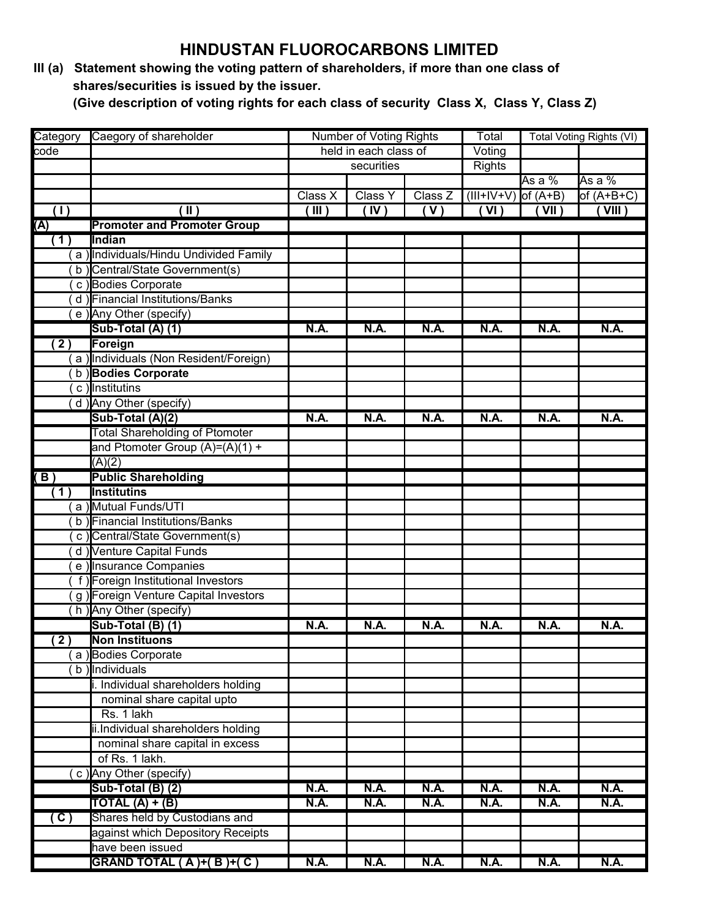# HINDUSTAN FLUOROCARBONS LIMITED

**III (a) Statement showing the voting pattern of shareholders, if more than one class of shares/securities is issued by the issuer.**

**(Give description of voting rights for each class of security Class X, Class Y, Class Z)**

| Category code | Caegory of shareholder | Number of Voting Rights held in each class of securities | | | Total Voting Rights | Total Voting Rights (VI) | |
|---|---|---|---|---|---|---|---|
| | | Class X | Class Y | Class Z | (III+IV+V) | As a % of (A+B) | As a % of (A+B+C) |
| ( I ) | ( II ) | ( III ) | ( IV ) | ( V ) | ( VI ) | ( VII ) | ( VIII ) |
| **(A)** | **Promoter and Promoter Group** | | | | | | |
| **( 1 )** | **Indian** | | | | | | |
| ( a ) | Individuals/Hindu Undivided Family | | | | | | |
| ( b ) | Central/State Government(s) | | | | | | |
| ( c ) | Bodies Corporate | | | | | | |
| ( d ) | Financial Institutions/Banks | | | | | | |
| ( e ) | Any Other (specify) | | | | | | |
| | **Sub-Total (A) (1)** | **N.A.** | **N.A.** | **N.A.** | **N.A.** | **N.A.** | **N.A.** |
| **( 2 )** | **Foreign** | | | | | | |
| ( a ) | Individuals (Non Resident/Foreign) | | | | | | |
| ( b ) | **Bodies Corporate** | | | | | | |
| ( c ) | Institutins | | | | | | |
| ( d ) | Any Other (specify) | | | | | | |
| | **Sub-Total (A)(2)** | **N.A.** | **N.A.** | **N.A.** | **N.A.** | **N.A.** | **N.A.** |
| | Total Shareholding of Ptomoter and Ptomoter Group (A)=(A)(1) + (A)(2) | | | | | | |
| **( B )** | **Public Shareholding** | | | | | | |
| **( 1 )** | **Institutins** | | | | | | |
| ( a ) | Mutual Funds/UTI | | | | | | |
| ( b ) | Financial Institutions/Banks | | | | | | |
| ( c ) | Central/State Government(s) | | | | | | |
| ( d ) | Venture Capital Funds | | | | | | |
| ( e ) | Insurance Companies | | | | | | |
| ( f ) | Foreign Institutional Investors | | | | | | |
| ( g ) | Foreign Venture Capital Investors | | | | | | |
| ( h ) | Any Other (specify) | | | | | | |
| | **Sub-Total (B) (1)** | **N.A.** | **N.A.** | **N.A.** | **N.A.** | **N.A.** | **N.A.** |
| **( 2 )** | **Non Instituons** | | | | | | |
| ( a ) | Bodies Corporate | | | | | | |
| ( b ) | Individuals | | | | | | |
| | i. Individual shareholders holding nominal share capital upto Rs. 1 lakh | | | | | | |
| | ii.Individual shareholders holding nominal share capital in excess of Rs. 1 lakh. | | | | | | |
| ( c ) | Any Other (specify) | | | | | | |
| | **Sub-Total (B) (2)** | **N.A.** | **N.A.** | **N.A.** | **N.A.** | **N.A.** | **N.A.** |
| | **TOTAL (A) + (B)** | **N.A.** | **N.A.** | **N.A.** | **N.A.** | **N.A.** | **N.A.** |
| **( C )** | Shares held by Custodians and against which Depository Receipts have been issued | | | | | | |
| | **GRAND TOTAL ( A )+( B )+( C )** | **N.A.** | **N.A.** | **N.A.** | **N.A.** | **N.A.** | **N.A.** |